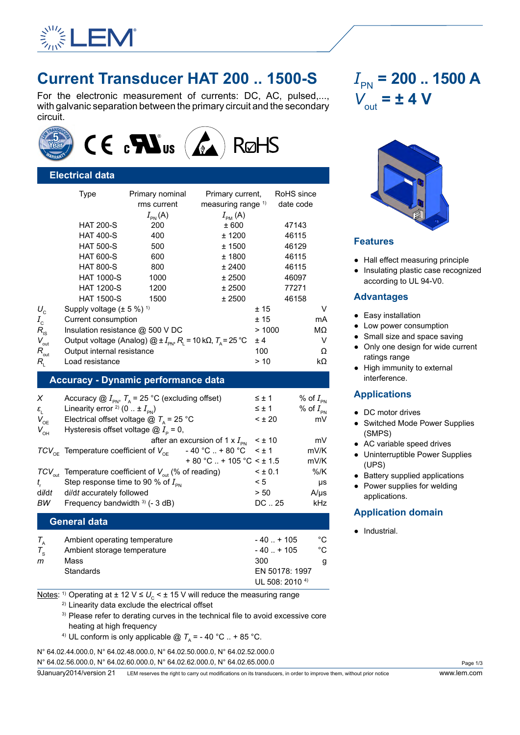# Current Transducer HAT 200 .. 1500-S

$I_{PN}$ = 200 .. 1500 A
$V_{out}$ = ± 4 V

For the electronic measurement of currents: DC, AC, pulsed,..., with galvanic separation between the primary circuit and the secondary circuit.

## Electrical data

| Type | Primary nominal rms current $I_{PN}$ (A) | Primary current, measuring range [1] $I_{PM}$ (A) | RoHS since date code |
|---|---|---|---|
| HAT 200-S | 200 | ± 600 | 47143 |
| HAT 400-S | 400 | ± 1200 | 46115 |
| HAT 500-S | 500 | ± 1500 | 46129 |
| HAT 600-S | 600 | ± 1800 | 46115 |
| HAT 800-S | 800 | ± 2400 | 46115 |
| HAT 1000-S | 1000 | ± 2500 | 46097 |
| HAT 1200-S | 1200 | ± 2500 | 77271 |
| HAT 1500-S | 1500 | ± 2500 | 46158 |

| Symbol | Parameter | Value | Unit |
|---|---|---|---|
| $U_C$ | Supply voltage (± 5 %) [1] | ± 15 | V |
| $I_C$ | Current consumption | ± 15 | mA |
| $R_{IS}$ | Insulation resistance @ 500 V DC | > 1000 | MΩ |
| $V_{out}$ | Output voltage (Analog) @ ± $I_{PN}$, $R_L$ = 10 kΩ, $T_A$ = 25 °C | ± 4 | V |
| $R_{out}$ | Output internal resistance | 100 | Ω |
| $R_L$ | Load resistance | > 10 | kΩ |

## Accuracy - Dynamic performance data

| Symbol | Parameter | Value | Unit |
|---|---|---|---|
| $X$ | Accuracy @ $I_{PN}$, $T_A$ = 25 °C (excluding offset) | ≤ ± 1 | % of $I_{PN}$ |
| $\varepsilon_L$ | Linearity error [2] (0 .. ± $I_{PN}$) | ≤ ± 1 | % of $I_{PN}$ |
| $V_{OE}$ | Electrical offset voltage @ $T_A$ = 25 °C | < ± 20 | mV |
| $V_{OH}$ | Hysteresis offset voltage @ $I_P$ = 0, after an excursion of 1 x $I_{PN}$ | < ± 10 | mV |
| $TCV_{OE}$ | Temperature coefficient of $V_{OE}$ - 40 °C .. + 80 °C | < ± 1 | mV/K |
| | + 80 °C .. + 105 °C | < ± 1.5 | mV/K |
| $TCV_{out}$ | Temperature coefficient of $V_{out}$ (% of reading) | < ± 0.1 | %/K |
| $t_r$ | Step response time to 90 % of $I_{PN}$ | < 5 | µs |
| d$i$/d$t$ | d$i$/d$t$ accurately followed | > 50 | A/µs |
| $BW$ | Frequency bandwidth [3] (- 3 dB) | DC .. 25 | kHz |

## General data

| Symbol | Parameter | Value | Unit |
|---|---|---|---|
| $T_A$ | Ambient operating temperature | - 40 .. + 105 | °C |
| $T_S$ | Ambient storage temperature | - 40 .. + 105 | °C |
| $m$ | Mass | 300 | g |
| | Standards | EN 50178: 1997 | |
| | | UL 508: 2010 [4] | |

Notes:
[1] Operating at ± 12 V ≤ $U_C$ < ± 15 V will reduce the measuring range
[2] Linearity data exclude the electrical offset
[3] Please refer to derating curves in the technical file to avoid excessive core heating at high frequency
[4] UL conform is only applicable @ $T_A$ = - 40 °C .. + 85 °C.

## Features

- Hall effect measuring principle
- Insulating plastic case recognized according to UL 94-V0.

## Advantages

- Easy installation
- Low power consumption
- Small size and space saving
- Only one design for wide current ratings range
- High immunity to external interference.

## Applications

- DC motor drives
- Switched Mode Power Supplies (SMPS)
- AC variable speed drives
- Uninterruptible Power Supplies (UPS)
- Battery supplied applications
- Power supplies for welding applications.

## Application domain

- Industrial.

N° 64.02.44.000.0, N° 64.02.48.000.0, N° 64.02.50.000.0, N° 64.02.52.000.0
N° 64.02.56.000.0, N° 64.02.60.000.0, N° 64.02.62.000.0, N° 64.02.65.000.0

9January2014/version 21 — LEM reserves the right to carry out modifications on its transducers, in order to improve them, without prior notice — www.lem.com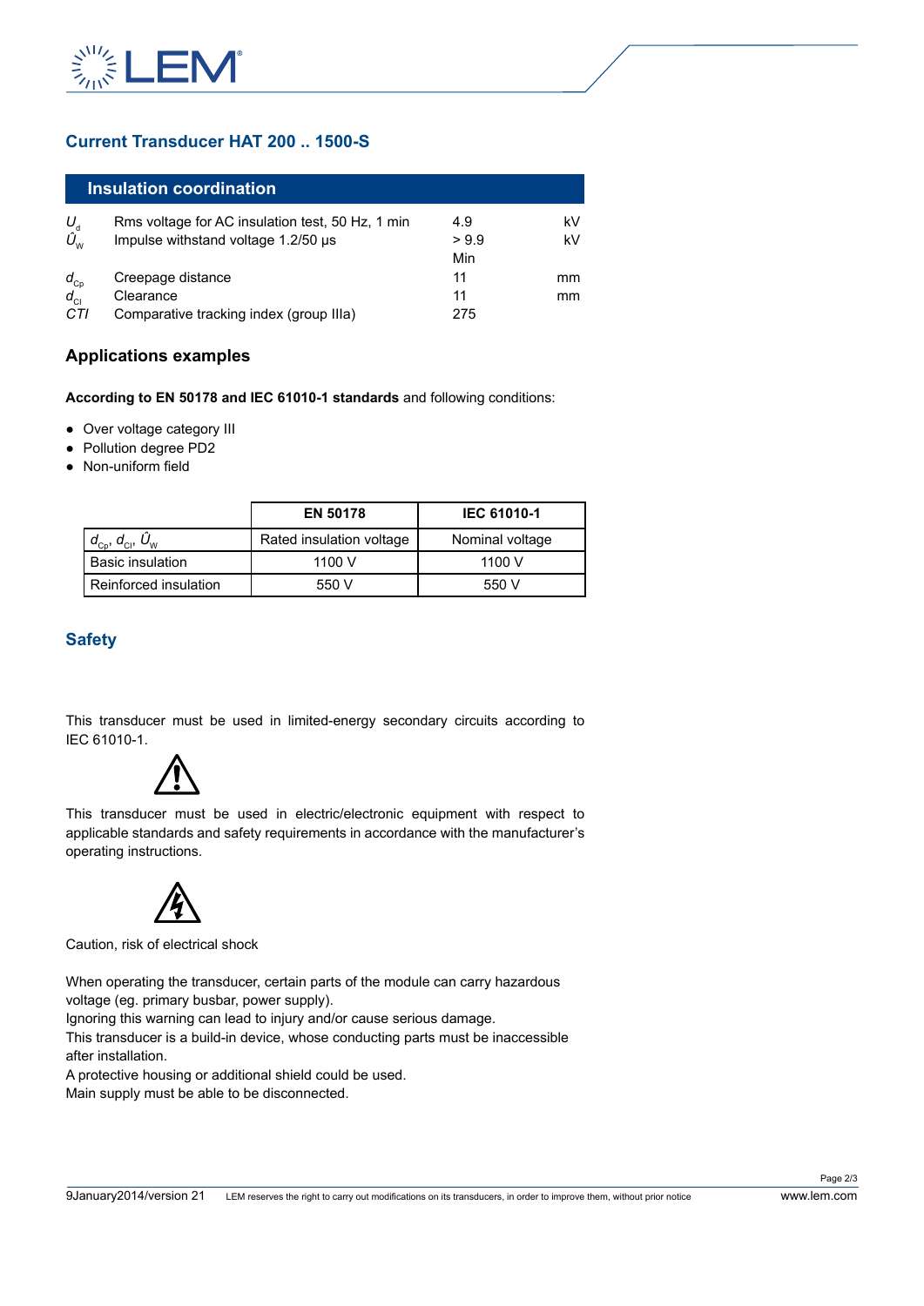## Current Transducer HAT 200 .. 1500-S

### Insulation coordination

| | | | |
|---|---|---|---|
| $U_d$ | Rms voltage for AC insulation test, 50 Hz, 1 min | 4.9 | kV |
| $\hat{U}_W$ | Impulse withstand voltage 1.2/50 µs | > 9.9 Min | kV |
| $d_{Cp}$ | Creepage distance | 11 | mm |
| $d_{Cl}$ | Clearance | 11 | mm |
| *CTI* | Comparative tracking index (group IIIa) | 275 | |

### Applications examples

**According to EN 50178 and IEC 61010-1 standards** and following conditions:

- Over voltage category III
- Pollution degree PD2
- Non-uniform field

| | EN 50178 | IEC 61010-1 |
|---|---|---|
| $d_{Cp}$, $d_{Cl}$, $\hat{U}_W$ | Rated insulation voltage | Nominal voltage |
| Basic insulation | 1100 V | 1100 V |
| Reinforced insulation | 550 V | 550 V |

### Safety

This transducer must be used in limited-energy secondary circuits according to IEC 61010-1.

This transducer must be used in electric/electronic equipment with respect to applicable standards and safety requirements in accordance with the manufacturer's operating instructions.

Caution, risk of electrical shock

When operating the transducer, certain parts of the module can carry hazardous voltage (eg. primary busbar, power supply).
Ignoring this warning can lead to injury and/or cause serious damage.
This transducer is a build-in device, whose conducting parts must be inaccessible after installation.
A protective housing or additional shield could be used.
Main supply must be able to be disconnected.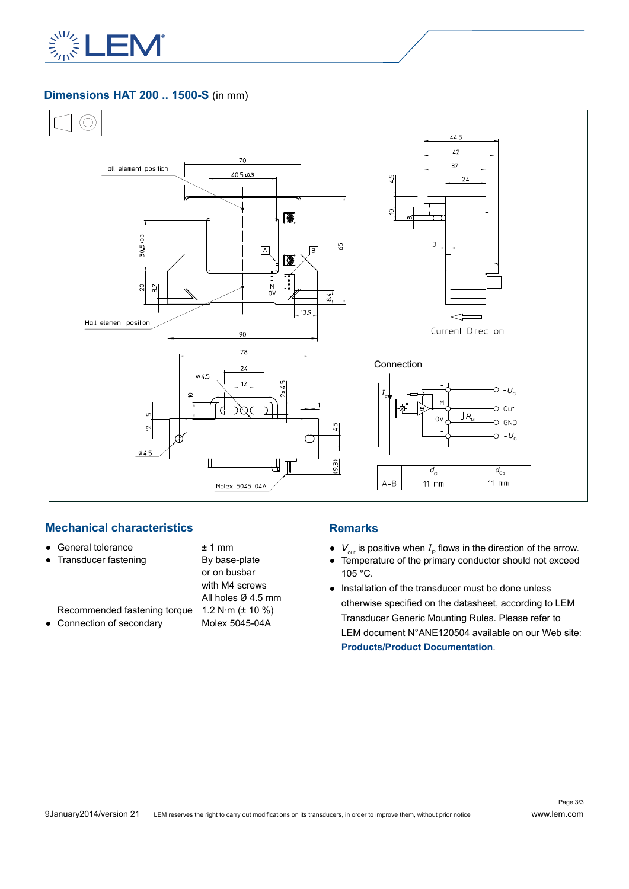## Dimensions HAT 200 .. 1500-S (in mm)

Hall element position

70

40.5 ±0.3

30.5 ±0.3

20

3.7

65

8.4

13.9

Hall element position

90

A

B

M

0V

44.5

42

37

24

4.5

10

3

3

Current Direction

78

24

Ø4.5

12

10

2x 4.5

5

12

1

4.5

Ø4.5

(9.3)

Molex 5045-04A

Connection

$I_P$

M

0V

$R_M$

$+U_C$

Out

GND

$-U_C$

| | $d_{Cl}$ | $d_{Cp}$ |
|---|---|---|
| A-B | 11 mm | 11 mm |

## Mechanical characteristics

- General tolerance ± 1 mm
- Transducer fastening By base-plate or on busbar with M4 screws All holes Ø 4.5 mm

  Recommended fastening torque 1.2 N·m (± 10 %)
- Connection of secondary Molex 5045-04A

## Remarks

- $V_{out}$ is positive when $I_P$ flows in the direction of the arrow.
- Temperature of the primary conductor should not exceed 105 °C.
- Installation of the transducer must be done unless otherwise specified on the datasheet, according to LEM Transducer Generic Mounting Rules. Please refer to LEM document N°ANE120504 available on our Web site: **Products/Product Documentation**.

9January2014/version 21 LEM reserves the right to carry out modifications on its transducers, in order to improve them, without prior notice www.lem.com